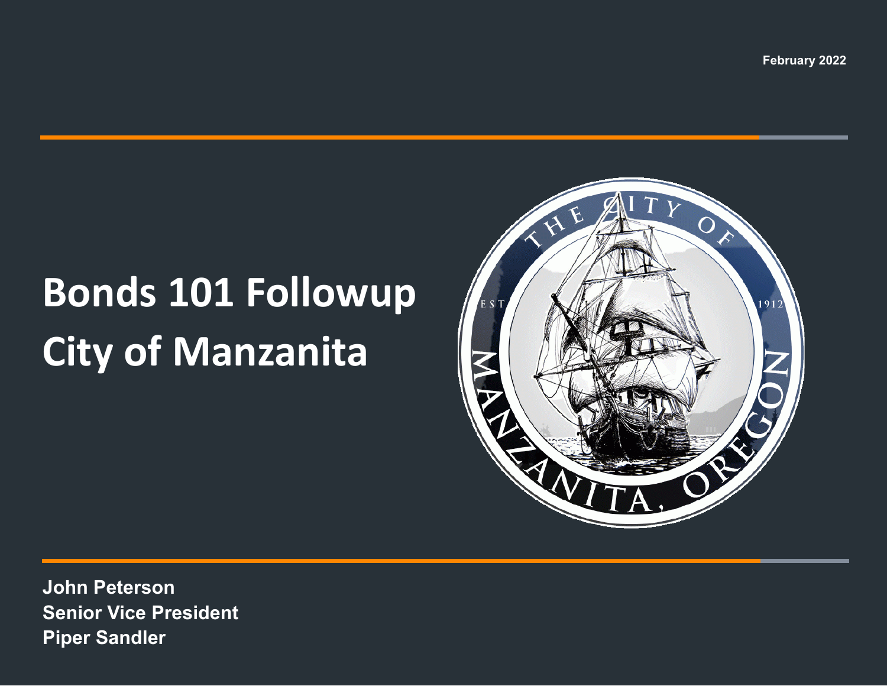February 2022

# Bonds 101 Followup
# City of Manzanita

**John Peterson**
**Senior Vice President**
**Piper Sandler**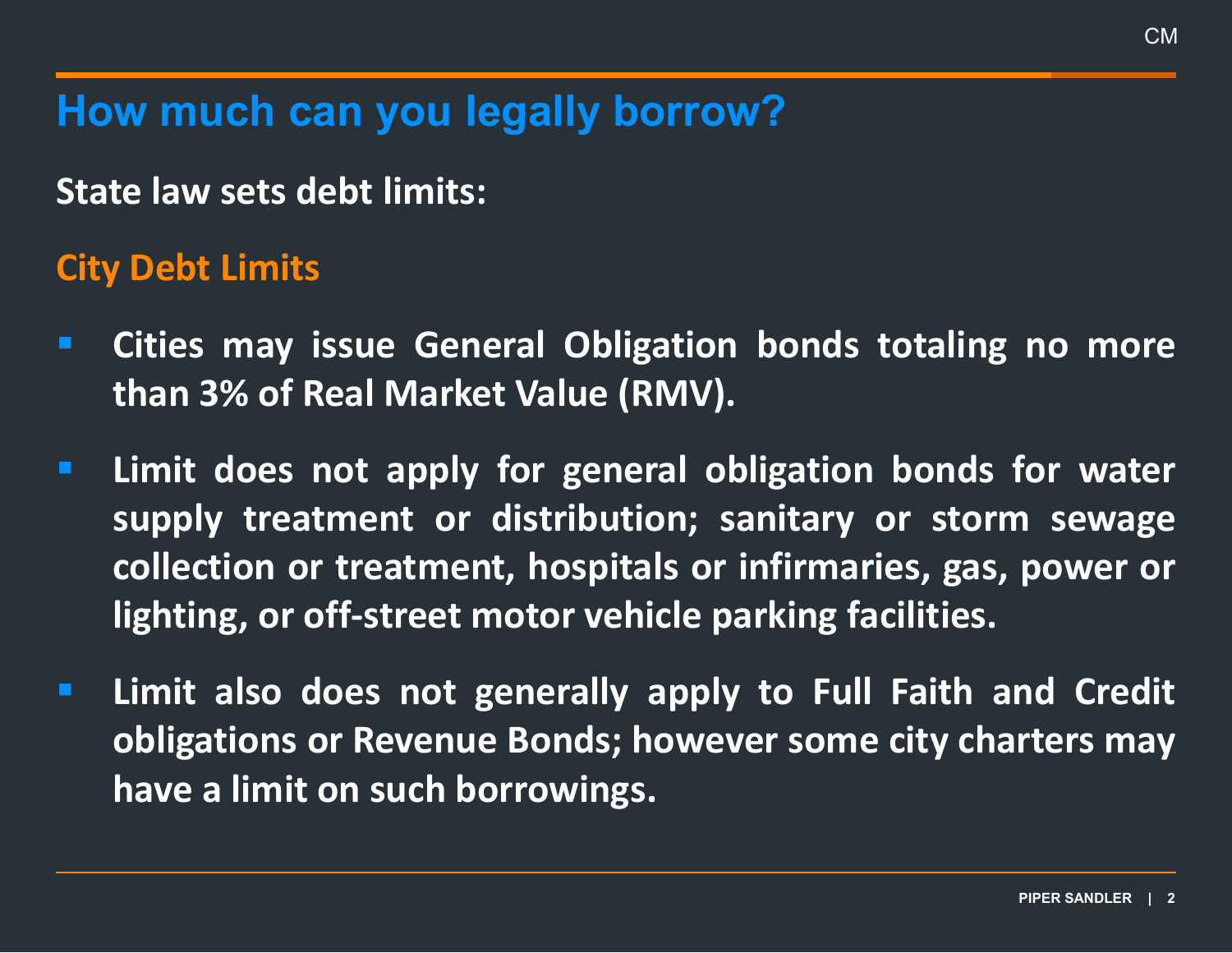# How much can you legally borrow?

**State law sets debt limits:**

## City Debt Limits

- **Cities may issue General Obligation bonds totaling no more than 3% of Real Market Value (RMV).**
- **Limit does not apply for general obligation bonds for water supply treatment or distribution; sanitary or storm sewage collection or treatment, hospitals or infirmaries, gas, power or lighting, or off-street motor vehicle parking facilities.**
- **Limit also does not generally apply to Full Faith and Credit obligations or Revenue Bonds; however some city charters may have a limit on such borrowings.**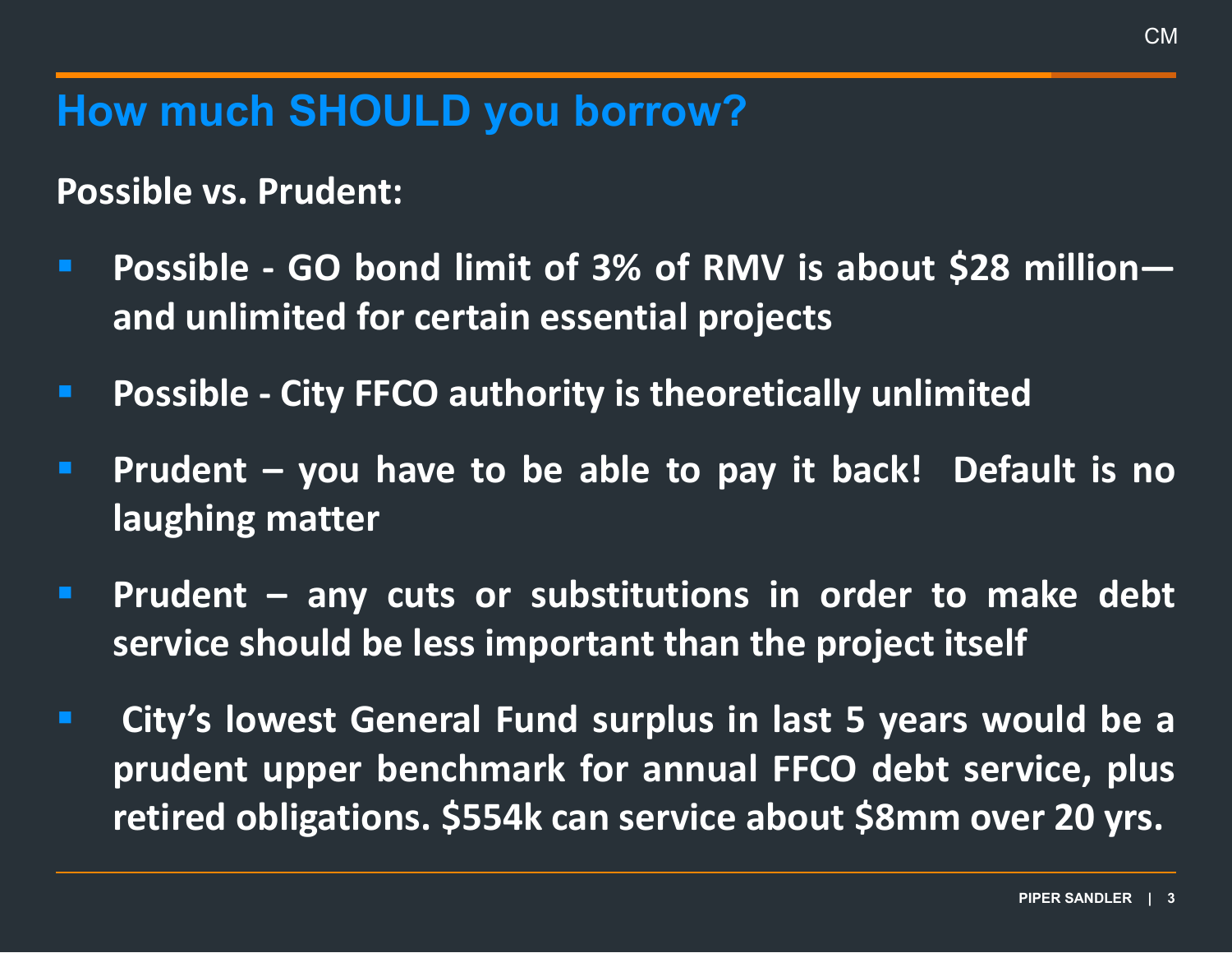## How much SHOULD you borrow?

**Possible vs. Prudent:**

- **Possible - GO bond limit of 3% of RMV is about $28 million—and unlimited for certain essential projects**
- **Possible - City FFCO authority is theoretically unlimited**
- **Prudent – you have to be able to pay it back! Default is no laughing matter**
- **Prudent – any cuts or substitutions in order to make debt service should be less important than the project itself**
- **City's lowest General Fund surplus in last 5 years would be a prudent upper benchmark for annual FFCO debt service, plus retired obligations. $554k can service about $8mm over 20 yrs.**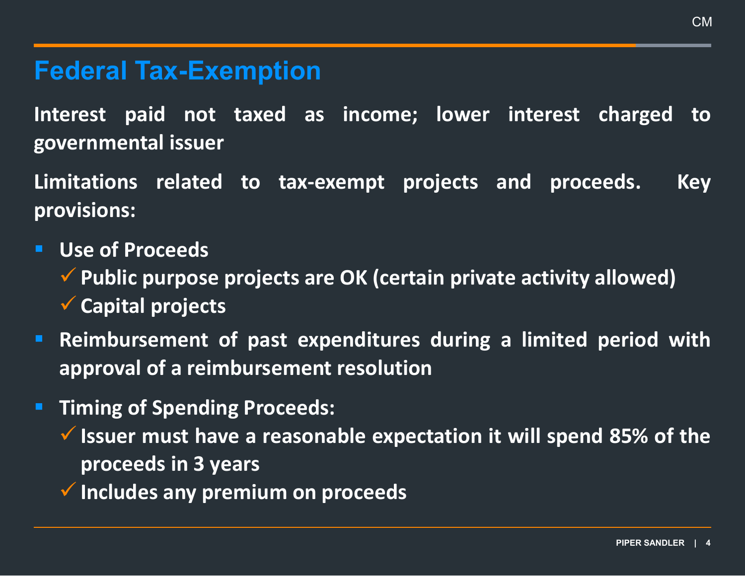# Federal Tax-Exemption

**Interest paid not taxed as income; lower interest charged to governmental issuer**

**Limitations related to tax-exempt projects and proceeds. Key provisions:**

- **Use of Proceeds**
  - ✓ **Public purpose projects are OK (certain private activity allowed)**
  - ✓ **Capital projects**
- **Reimbursement of past expenditures during a limited period with approval of a reimbursement resolution**
- **Timing of Spending Proceeds:**
  - ✓ **Issuer must have a reasonable expectation it will spend 85% of the proceeds in 3 years**
  - ✓ **Includes any premium on proceeds**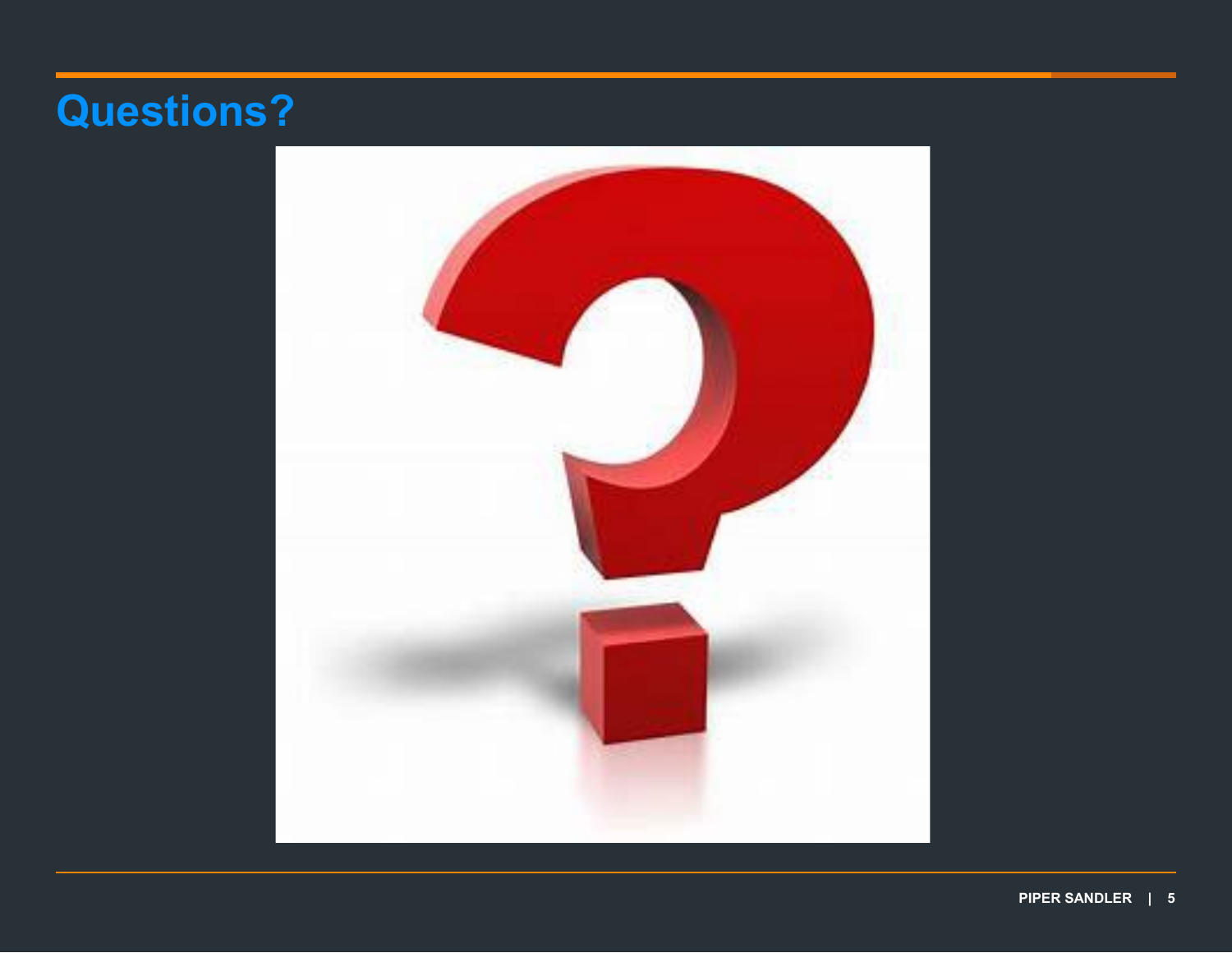# Questions?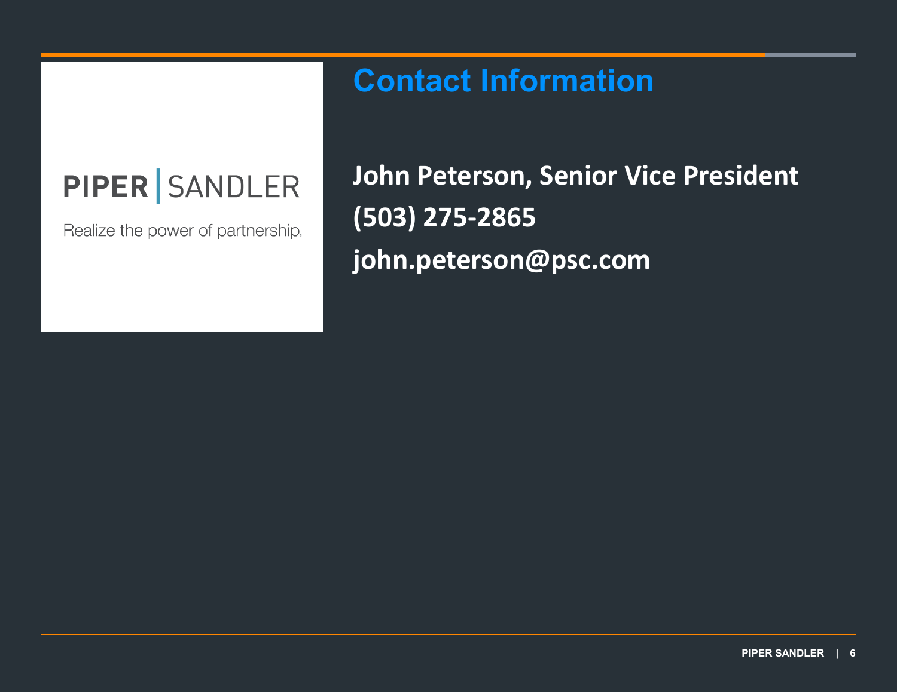PIPER | SANDLER

Realize the power of partnership.

# Contact Information

**John Peterson, Senior Vice President**

**(503) 275-2865**

**john.peterson@psc.com**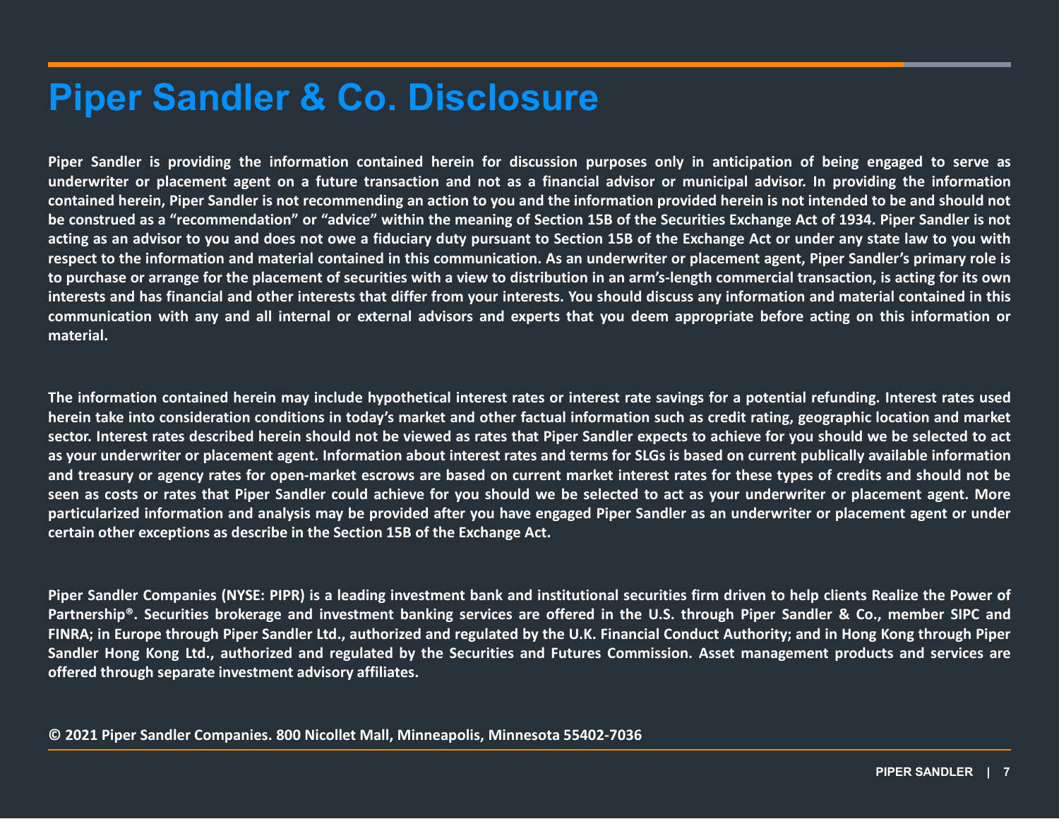# Piper Sandler & Co. Disclosure

**Piper Sandler is providing the information contained herein for discussion purposes only in anticipation of being engaged to serve as underwriter or placement agent on a future transaction and not as a financial advisor or municipal advisor. In providing the information contained herein, Piper Sandler is not recommending an action to you and the information provided herein is not intended to be and should not be construed as a "recommendation" or "advice" within the meaning of Section 15B of the Securities Exchange Act of 1934. Piper Sandler is not acting as an advisor to you and does not owe a fiduciary duty pursuant to Section 15B of the Exchange Act or under any state law to you with respect to the information and material contained in this communication. As an underwriter or placement agent, Piper Sandler's primary role is to purchase or arrange for the placement of securities with a view to distribution in an arm's-length commercial transaction, is acting for its own interests and has financial and other interests that differ from your interests. You should discuss any information and material contained in this communication with any and all internal or external advisors and experts that you deem appropriate before acting on this information or material.**

**The information contained herein may include hypothetical interest rates or interest rate savings for a potential refunding. Interest rates used herein take into consideration conditions in today's market and other factual information such as credit rating, geographic location and market sector. Interest rates described herein should not be viewed as rates that Piper Sandler expects to achieve for you should we be selected to act as your underwriter or placement agent. Information about interest rates and terms for SLGs is based on current publically available information and treasury or agency rates for open-market escrows are based on current market interest rates for these types of credits and should not be seen as costs or rates that Piper Sandler could achieve for you should we be selected to act as your underwriter or placement agent. More particularized information and analysis may be provided after you have engaged Piper Sandler as an underwriter or placement agent or under certain other exceptions as describe in the Section 15B of the Exchange Act.**

**Piper Sandler Companies (NYSE: PIPR) is a leading investment bank and institutional securities firm driven to help clients Realize the Power of Partnership®. Securities brokerage and investment banking services are offered in the U.S. through Piper Sandler & Co., member SIPC and FINRA; in Europe through Piper Sandler Ltd., authorized and regulated by the U.K. Financial Conduct Authority; and in Hong Kong through Piper Sandler Hong Kong Ltd., authorized and regulated by the Securities and Futures Commission. Asset management products and services are offered through separate investment advisory affiliates.**

**© 2021 Piper Sandler Companies. 800 Nicollet Mall, Minneapolis, Minnesota 55402-7036**